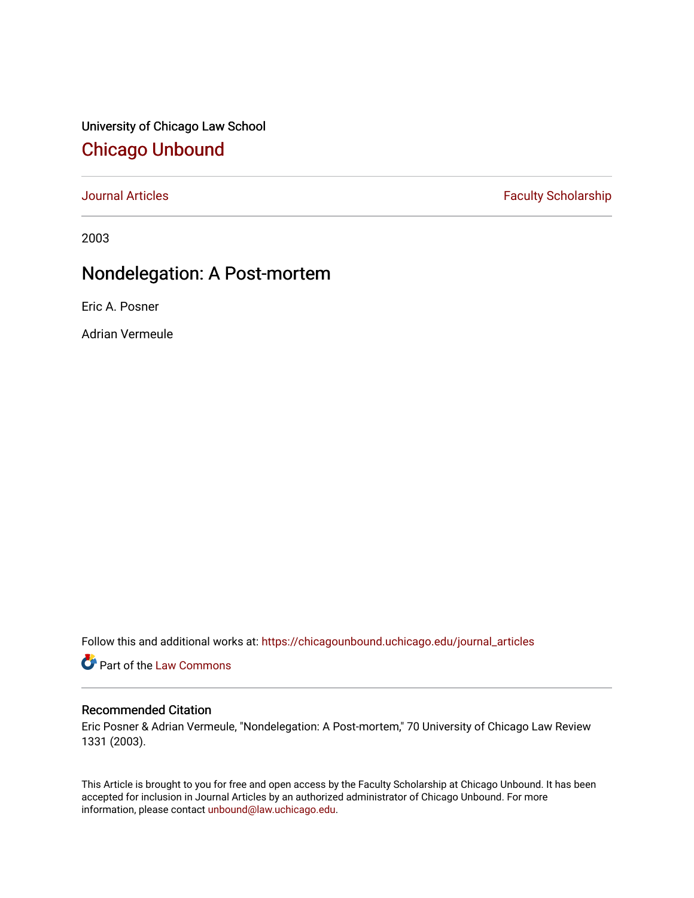University of Chicago Law School

# Chicago Unbound

Journal Articles | Faculty Scholarship

2003

## Nondelegation: A Post-mortem

Eric A. Posner

Adrian Vermeule

Follow this and additional works at: https://chicagounbound.uchicago.edu/journal_articles

Part of the Law Commons

### Recommended Citation

Eric Posner & Adrian Vermeule, "Nondelegation: A Post-mortem," 70 University of Chicago Law Review 1331 (2003).

This Article is brought to you for free and open access by the Faculty Scholarship at Chicago Unbound. It has been accepted for inclusion in Journal Articles by an authorized administrator of Chicago Unbound. For more information, please contact unbound@law.uchicago.edu.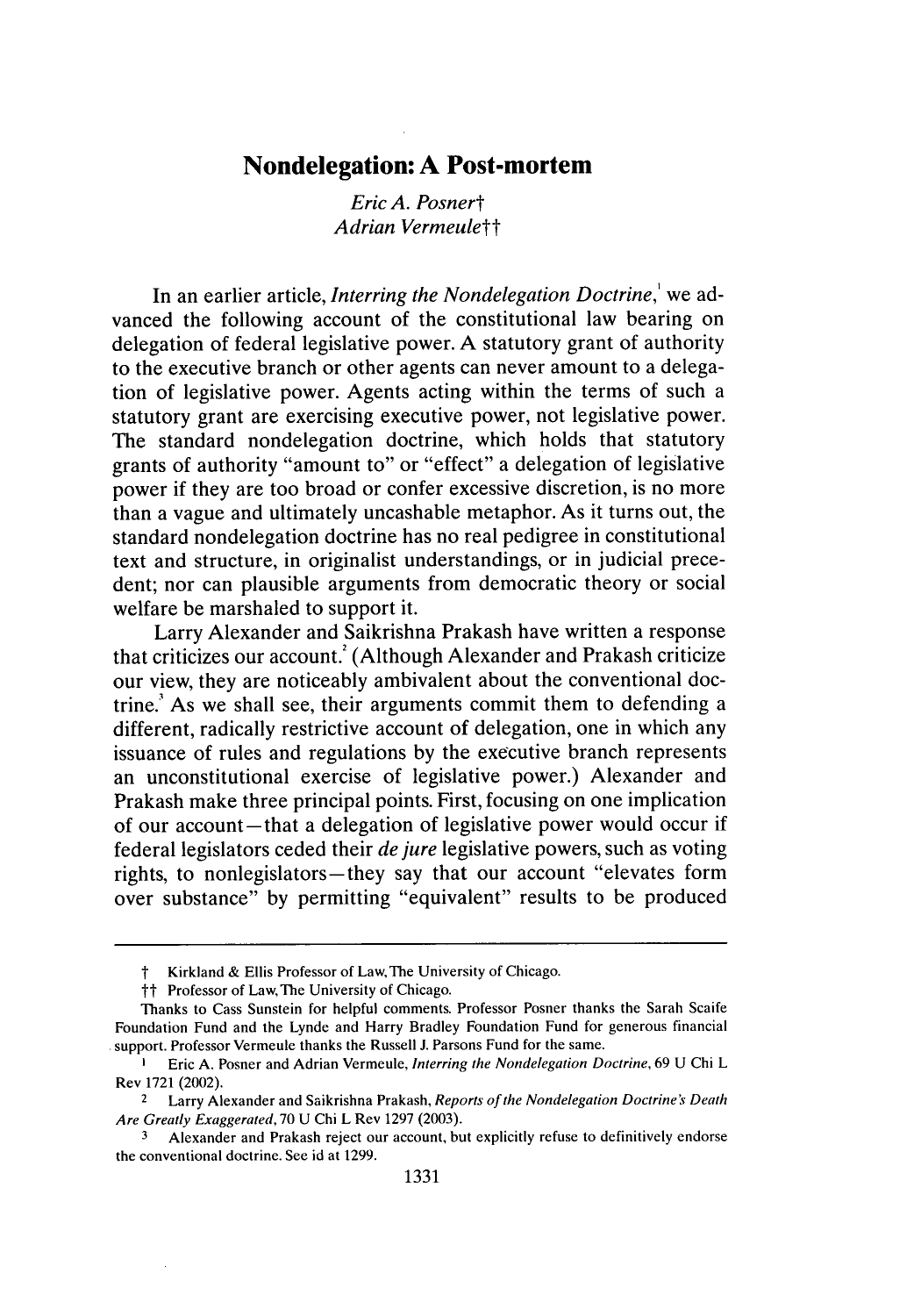# Nondelegation: A Post-mortem

*Eric A. Posner*†
*Adrian Vermeule*††

In an earlier article, *Interring the Nondelegation Doctrine*,[1] we advanced the following account of the constitutional law bearing on delegation of federal legislative power. A statutory grant of authority to the executive branch or other agents can never amount to a delegation of legislative power. Agents acting within the terms of such a statutory grant are exercising executive power, not legislative power. The standard nondelegation doctrine, which holds that statutory grants of authority "amount to" or "effect" a delegation of legislative power if they are too broad or confer excessive discretion, is no more than a vague and ultimately uncashable metaphor. As it turns out, the standard nondelegation doctrine has no real pedigree in constitutional text and structure, in originalist understandings, or in judicial precedent; nor can plausible arguments from democratic theory or social welfare be marshaled to support it.

Larry Alexander and Saikrishna Prakash have written a response that criticizes our account.[2] (Although Alexander and Prakash criticize our view, they are noticeably ambivalent about the conventional doctrine.[3] As we shall see, their arguments commit them to defending a different, radically restrictive account of delegation, one in which any issuance of rules and regulations by the executive branch represents an unconstitutional exercise of legislative power.) Alexander and Prakash make three principal points. First, focusing on one implication of our account—that a delegation of legislative power would occur if federal legislators ceded their *de jure* legislative powers, such as voting rights, to nonlegislators—they say that our account "elevates form over substance" by permitting "equivalent" results to be produced

---

† Kirkland & Ellis Professor of Law, The University of Chicago.

†† Professor of Law, The University of Chicago.

Thanks to Cass Sunstein for helpful comments. Professor Posner thanks the Sarah Scaife Foundation Fund and the Lynde and Harry Bradley Foundation Fund for generous financial support. Professor Vermeule thanks the Russell J. Parsons Fund for the same.

[1] Eric A. Posner and Adrian Vermeule, *Interring the Nondelegation Doctrine*, 69 U Chi L Rev 1721 (2002).

[2] Larry Alexander and Saikrishna Prakash, *Reports of the Nondelegation Doctrine's Death Are Greatly Exaggerated*, 70 U Chi L Rev 1297 (2003).

[3] Alexander and Prakash reject our account, but explicitly refuse to definitively endorse the conventional doctrine. See id at 1299.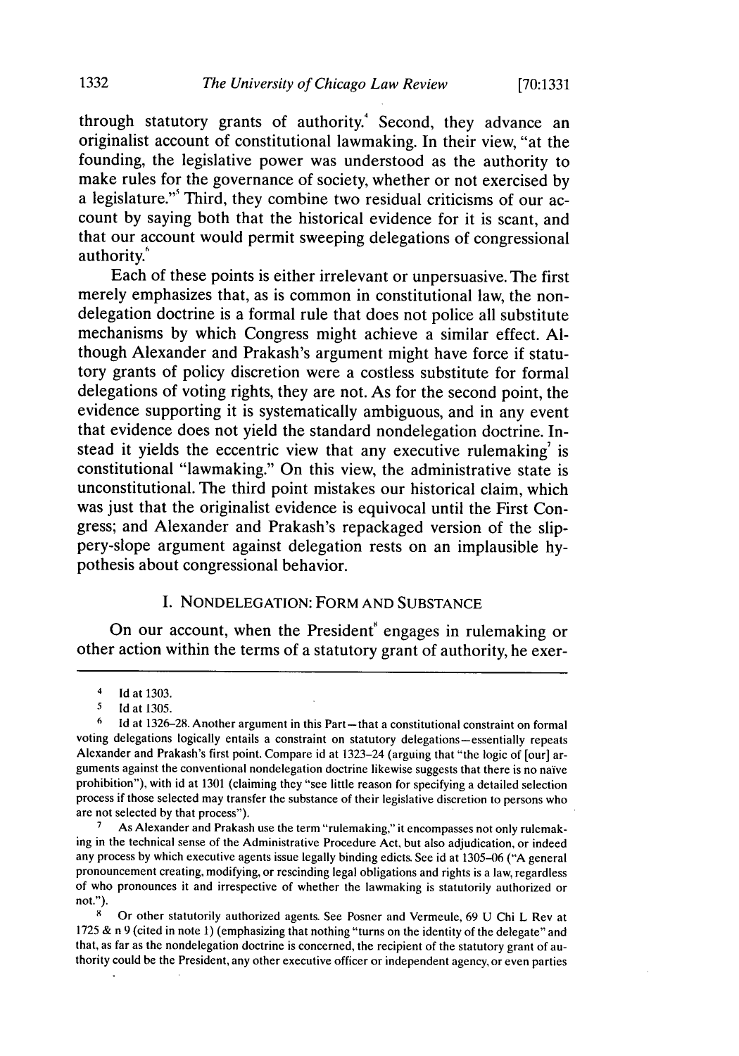through statutory grants of authority.[4] Second, they advance an originalist account of constitutional lawmaking. In their view, "at the founding, the legislative power was understood as the authority to make rules for the governance of society, whether or not exercised by a legislature."[5] Third, they combine two residual criticisms of our account by saying both that the historical evidence for it is scant, and that our account would permit sweeping delegations of congressional authority.[6]

Each of these points is either irrelevant or unpersuasive. The first merely emphasizes that, as is common in constitutional law, the nondelegation doctrine is a formal rule that does not police all substitute mechanisms by which Congress might achieve a similar effect. Although Alexander and Prakash's argument might have force if statutory grants of policy discretion were a costless substitute for formal delegations of voting rights, they are not. As for the second point, the evidence supporting it is systematically ambiguous, and in any event that evidence does not yield the standard nondelegation doctrine. Instead it yields the eccentric view that any executive rulemaking[7] is constitutional "lawmaking." On this view, the administrative state is unconstitutional. The third point mistakes our historical claim, which was just that the originalist evidence is equivocal until the First Congress; and Alexander and Prakash's repackaged version of the slippery-slope argument against delegation rests on an implausible hypothesis about congressional behavior.

## I. NONDELEGATION: FORM AND SUBSTANCE

On our account, when the President[8] engages in rulemaking or other action within the terms of a statutory grant of authority, he exer-

---

4 Id at 1303.

5 Id at 1305.

6 Id at 1326–28. Another argument in this Part—that a constitutional constraint on formal voting delegations logically entails a constraint on statutory delegations—essentially repeats Alexander and Prakash's first point. Compare id at 1323–24 (arguing that "the logic of [our] arguments against the conventional nondelegation doctrine likewise suggests that there is no naïve prohibition"), with id at 1301 (claiming they "see little reason for specifying a detailed selection process if those selected may transfer the substance of their legislative discretion to persons who are not selected by that process").

7 As Alexander and Prakash use the term "rulemaking," it encompasses not only rulemaking in the technical sense of the Administrative Procedure Act, but also adjudication, or indeed any process by which executive agents issue legally binding edicts. See id at 1305–06 ("A general pronouncement creating, modifying, or rescinding legal obligations and rights is a law, regardless of who pronounces it and irrespective of whether the lawmaking is statutorily authorized or not.").

8 Or other statutorily authorized agents. See Posner and Vermeule, 69 U Chi L Rev at 1725 & n 9 (cited in note 1) (emphasizing that nothing "turns on the identity of the delegate" and that, as far as the nondelegation doctrine is concerned, the recipient of the statutory grant of authority could be the President, any other executive officer or independent agency, or even parties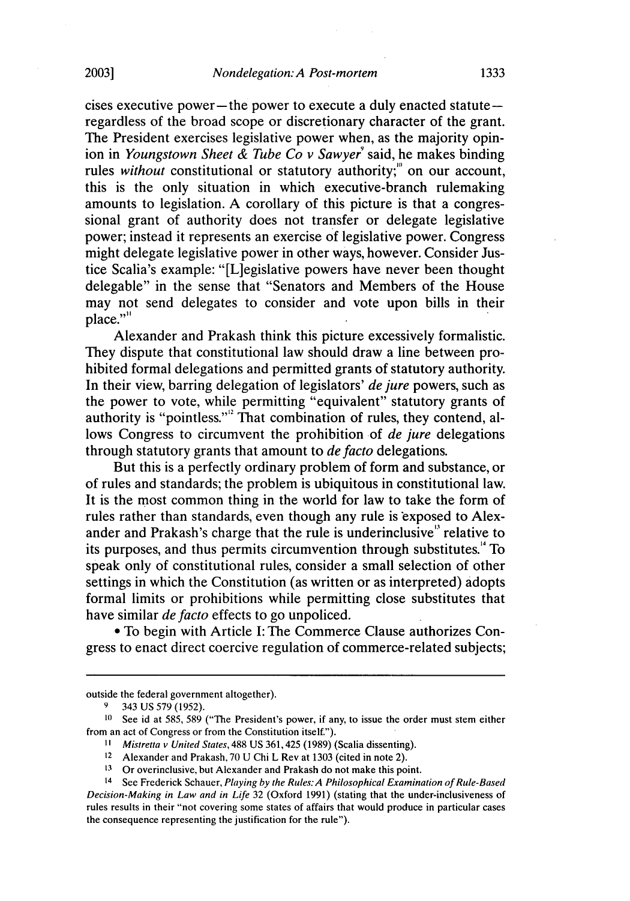cises executive power—the power to execute a duly enacted statute—regardless of the broad scope or discretionary character of the grant. The President exercises legislative power when, as the majority opinion in *Youngstown Sheet & Tube Co v Sawyer*[9] said, he makes binding rules *without* constitutional or statutory authority;[10] on our account, this is the only situation in which executive-branch rulemaking amounts to legislation. A corollary of this picture is that a congressional grant of authority does not transfer or delegate legislative power; instead it represents an exercise of legislative power. Congress might delegate legislative power in other ways, however. Consider Justice Scalia's example: "[L]egislative powers have never been thought delegable" in the sense that "Senators and Members of the House may not send delegates to consider and vote upon bills in their place."[11]

Alexander and Prakash think this picture excessively formalistic. They dispute that constitutional law should draw a line between prohibited formal delegations and permitted grants of statutory authority. In their view, barring delegation of legislators' *de jure* powers, such as the power to vote, while permitting "equivalent" statutory grants of authority is "pointless."[12] That combination of rules, they contend, allows Congress to circumvent the prohibition of *de jure* delegations through statutory grants that amount to *de facto* delegations.

But this is a perfectly ordinary problem of form and substance, or of rules and standards; the problem is ubiquitous in constitutional law. It is the most common thing in the world for law to take the form of rules rather than standards, even though any rule is exposed to Alexander and Prakash's charge that the rule is underinclusive[13] relative to its purposes, and thus permits circumvention through substitutes.[14] To speak only of constitutional rules, consider a small selection of other settings in which the Constitution (as written or as interpreted) adopts formal limits or prohibitions while permitting close substitutes that have similar *de facto* effects to go unpoliced.

- To begin with Article I: The Commerce Clause authorizes Congress to enact direct coercive regulation of commerce-related subjects;

---

outside the federal government altogether).

9 343 US 579 (1952).

10 See id at 585, 589 ("The President's power, if any, to issue the order must stem either from an act of Congress or from the Constitution itself.").

11 *Mistretta v United States*, 488 US 361, 425 (1989) (Scalia dissenting).

12 Alexander and Prakash, 70 U Chi L Rev at 1303 (cited in note 2).

13 Or overinclusive, but Alexander and Prakash do not make this point.

14 See Frederick Schauer, *Playing by the Rules: A Philosophical Examination of Rule-Based Decision-Making in Law and in Life* 32 (Oxford 1991) (stating that the under-inclusiveness of rules results in their "not covering some states of affairs that would produce in particular cases the consequence representing the justification for the rule").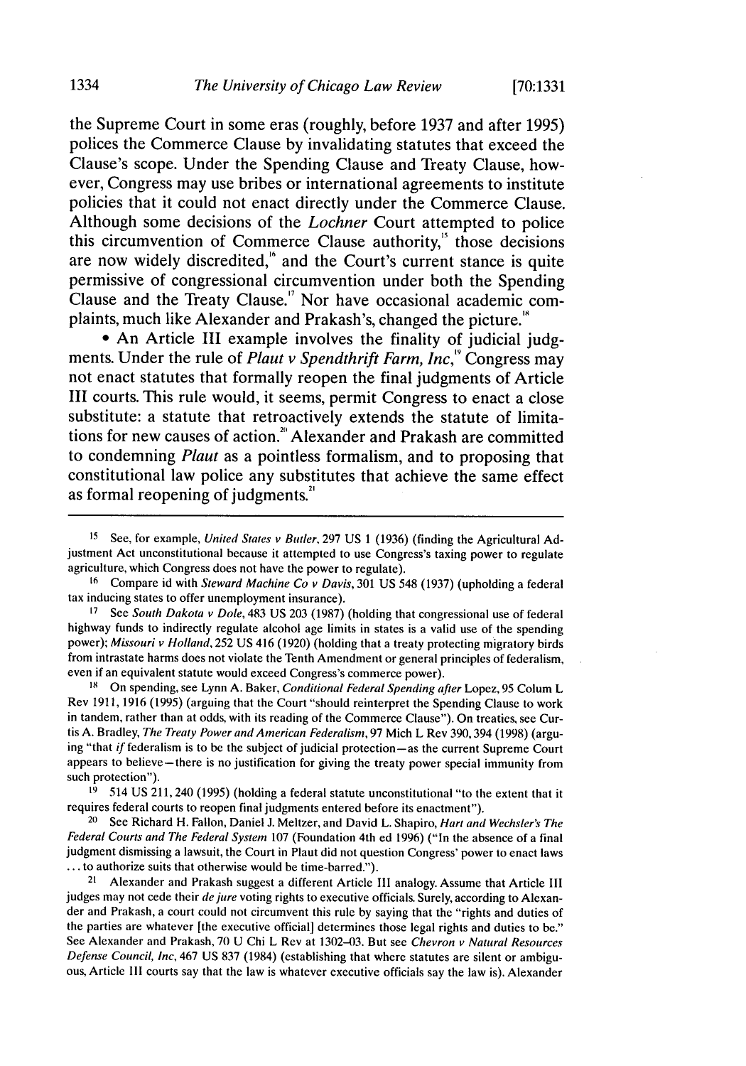the Supreme Court in some eras (roughly, before 1937 and after 1995) polices the Commerce Clause by invalidating statutes that exceed the Clause's scope. Under the Spending Clause and Treaty Clause, however, Congress may use bribes or international agreements to institute policies that it could not enact directly under the Commerce Clause. Although some decisions of the *Lochner* Court attempted to police this circumvention of Commerce Clause authority,[15] those decisions are now widely discredited,[16] and the Court's current stance is quite permissive of congressional circumvention under both the Spending Clause and the Treaty Clause.[17] Nor have occasional academic complaints, much like Alexander and Prakash's, changed the picture.[18]

- An Article III example involves the finality of judicial judgments. Under the rule of *Plaut v Spendthrift Farm, Inc*,[19] Congress may not enact statutes that formally reopen the final judgments of Article III courts. This rule would, it seems, permit Congress to enact a close substitute: a statute that retroactively extends the statute of limitations for new causes of action.[20] Alexander and Prakash are committed to condemning *Plaut* as a pointless formalism, and to proposing that constitutional law police any substitutes that achieve the same effect as formal reopening of judgments.[21]

---

[15] See, for example, *United States v Butler*, 297 US 1 (1936) (finding the Agricultural Adjustment Act unconstitutional because it attempted to use Congress's taxing power to regulate agriculture, which Congress does not have the power to regulate).

[16] Compare id with *Steward Machine Co v Davis*, 301 US 548 (1937) (upholding a federal tax inducing states to offer unemployment insurance).

[17] See *South Dakota v Dole*, 483 US 203 (1987) (holding that congressional use of federal highway funds to indirectly regulate alcohol age limits in states is a valid use of the spending power); *Missouri v Holland*, 252 US 416 (1920) (holding that a treaty protecting migratory birds from intrastate harms does not violate the Tenth Amendment or general principles of federalism, even if an equivalent statute would exceed Congress's commerce power).

[18] On spending, see Lynn A. Baker, *Conditional Federal Spending after* Lopez, 95 Colum L Rev 1911, 1916 (1995) (arguing that the Court "should reinterpret the Spending Clause to work in tandem, rather than at odds, with its reading of the Commerce Clause"). On treaties, see Curtis A. Bradley, *The Treaty Power and American Federalism*, 97 Mich L Rev 390, 394 (1998) (arguing "that *if* federalism is to be the subject of judicial protection—as the current Supreme Court appears to believe—there is no justification for giving the treaty power special immunity from such protection").

[19] 514 US 211, 240 (1995) (holding a federal statute unconstitutional "to the extent that it requires federal courts to reopen final judgments entered before its enactment").

[20] See Richard H. Fallon, Daniel J. Meltzer, and David L. Shapiro, *Hart and Wechsler's The Federal Courts and The Federal System* 107 (Foundation 4th ed 1996) ("In the absence of a final judgment dismissing a lawsuit, the Court in Plaut did not question Congress' power to enact laws ... to authorize suits that otherwise would be time-barred.").

[21] Alexander and Prakash suggest a different Article III analogy. Assume that Article III judges may not cede their *de jure* voting rights to executive officials. Surely, according to Alexander and Prakash, a court could not circumvent this rule by saying that the "rights and duties of the parties are whatever [the executive official] determines those legal rights and duties to be." See Alexander and Prakash, 70 U Chi L Rev at 1302–03. But see *Chevron v Natural Resources Defense Council, Inc*, 467 US 837 (1984) (establishing that where statutes are silent or ambiguous, Article III courts say that the law is whatever executive officials say the law is). Alexander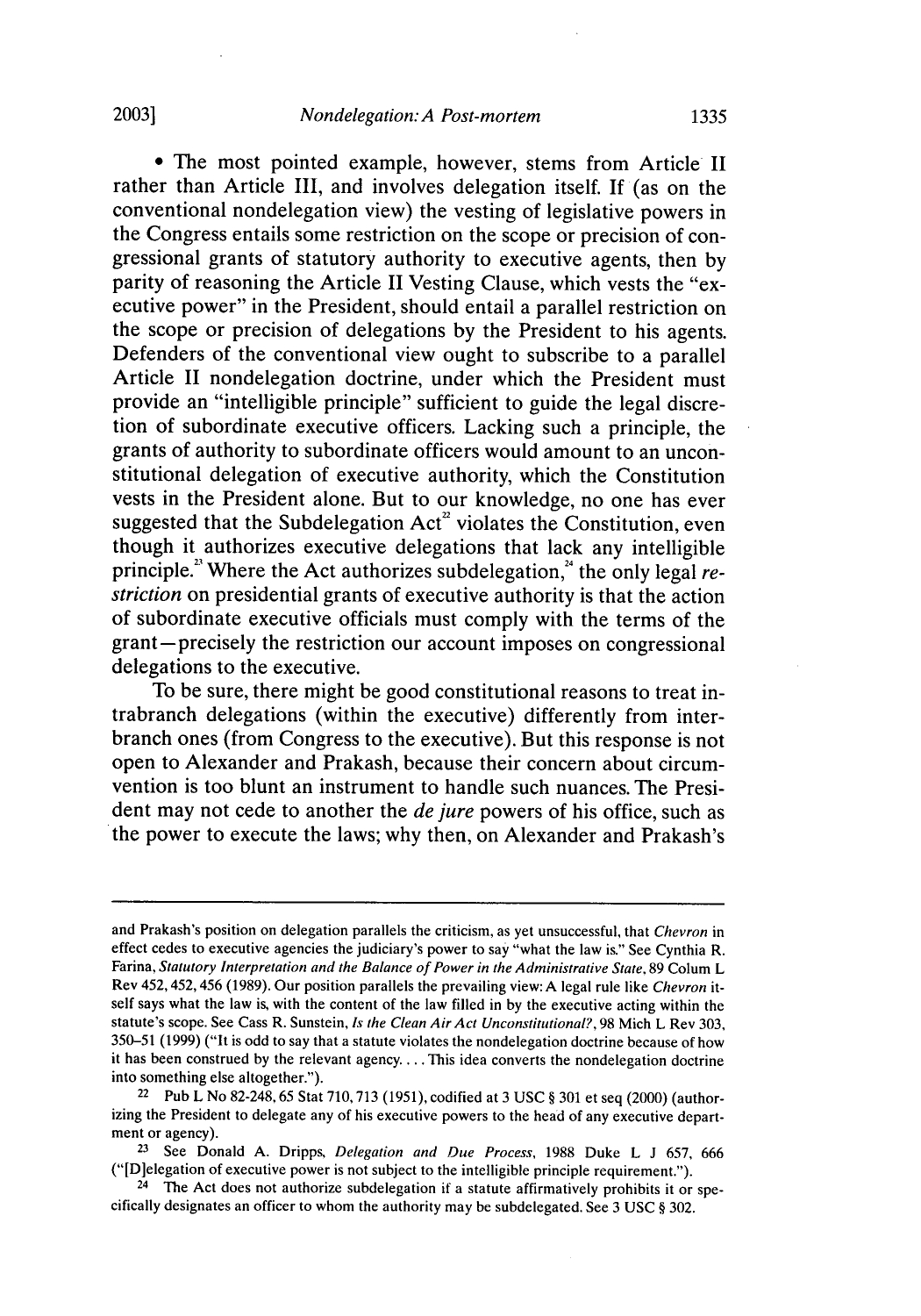• The most pointed example, however, stems from Article II rather than Article III, and involves delegation itself. If (as on the conventional nondelegation view) the vesting of legislative powers in the Congress entails some restriction on the scope or precision of congressional grants of statutory authority to executive agents, then by parity of reasoning the Article II Vesting Clause, which vests the "executive power" in the President, should entail a parallel restriction on the scope or precision of delegations by the President to his agents. Defenders of the conventional view ought to subscribe to a parallel Article II nondelegation doctrine, under which the President must provide an "intelligible principle" sufficient to guide the legal discretion of subordinate executive officers. Lacking such a principle, the grants of authority to subordinate officers would amount to an unconstitutional delegation of executive authority, which the Constitution vests in the President alone. But to our knowledge, no one has ever suggested that the Subdelegation Act[22] violates the Constitution, even though it authorizes executive delegations that lack any intelligible principle.[23] Where the Act authorizes subdelegation,[24] the only legal *restriction* on presidential grants of executive authority is that the action of subordinate executive officials must comply with the terms of the grant—precisely the restriction our account imposes on congressional delegations to the executive.

To be sure, there might be good constitutional reasons to treat intrabranch delegations (within the executive) differently from interbranch ones (from Congress to the executive). But this response is not open to Alexander and Prakash, because their concern about circumvention is too blunt an instrument to handle such nuances. The President may not cede to another the *de jure* powers of his office, such as the power to execute the laws; why then, on Alexander and Prakash's

---

and Prakash's position on delegation parallels the criticism, as yet unsuccessful, that *Chevron* in effect cedes to executive agencies the judiciary's power to say "what the law is." See Cynthia R. Farina, *Statutory Interpretation and the Balance of Power in the Administrative State*, 89 Colum L Rev 452, 452, 456 (1989). Our position parallels the prevailing view: A legal rule like *Chevron* itself says what the law is, with the content of the law filled in by the executive acting within the statute's scope. See Cass R. Sunstein, *Is the Clean Air Act Unconstitutional?*, 98 Mich L Rev 303, 350–51 (1999) ("It is odd to say that a statute violates the nondelegation doctrine because of how it has been construed by the relevant agency. . . . This idea converts the nondelegation doctrine into something else altogether.").

[22] Pub L No 82-248, 65 Stat 710, 713 (1951), codified at 3 USC § 301 et seq (2000) (authorizing the President to delegate any of his executive powers to the head of any executive department or agency).

[23] See Donald A. Dripps, *Delegation and Due Process*, 1988 Duke L J 657, 666 ("[D]elegation of executive power is not subject to the intelligible principle requirement.").

[24] The Act does not authorize subdelegation if a statute affirmatively prohibits it or specifically designates an officer to whom the authority may be subdelegated. See 3 USC § 302.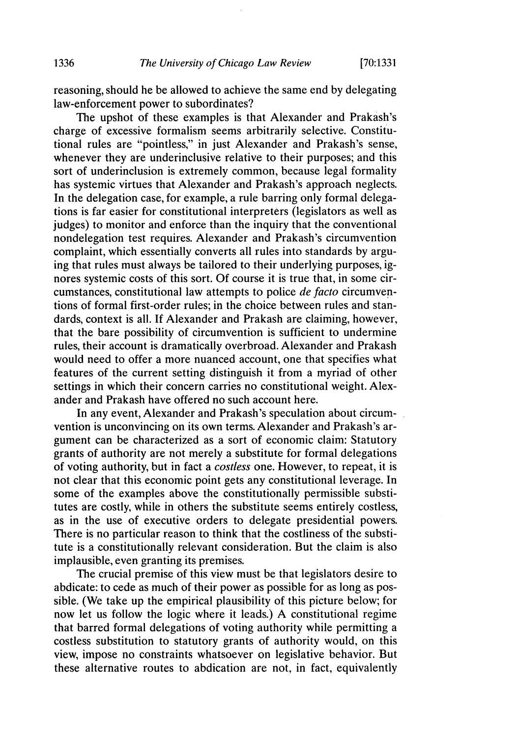reasoning, should he be allowed to achieve the same end by delegating law-enforcement power to subordinates?

The upshot of these examples is that Alexander and Prakash's charge of excessive formalism seems arbitrarily selective. Constitutional rules are "pointless," in just Alexander and Prakash's sense, whenever they are underinclusive relative to their purposes; and this sort of underinclusion is extremely common, because legal formality has systemic virtues that Alexander and Prakash's approach neglects. In the delegation case, for example, a rule barring only formal delegations is far easier for constitutional interpreters (legislators as well as judges) to monitor and enforce than the inquiry that the conventional nondelegation test requires. Alexander and Prakash's circumvention complaint, which essentially converts all rules into standards by arguing that rules must always be tailored to their underlying purposes, ignores systemic costs of this sort. Of course it is true that, in some circumstances, constitutional law attempts to police *de facto* circumventions of formal first-order rules; in the choice between rules and standards, context is all. If Alexander and Prakash are claiming, however, that the bare possibility of circumvention is sufficient to undermine rules, their account is dramatically overbroad. Alexander and Prakash would need to offer a more nuanced account, one that specifies what features of the current setting distinguish it from a myriad of other settings in which their concern carries no constitutional weight. Alexander and Prakash have offered no such account here.

In any event, Alexander and Prakash's speculation about circumvention is unconvincing on its own terms. Alexander and Prakash's argument can be characterized as a sort of economic claim: Statutory grants of authority are not merely a substitute for formal delegations of voting authority, but in fact a *costless* one. However, to repeat, it is not clear that this economic point gets any constitutional leverage. In some of the examples above the constitutionally permissible substitutes are costly, while in others the substitute seems entirely costless, as in the use of executive orders to delegate presidential powers. There is no particular reason to think that the costliness of the substitute is a constitutionally relevant consideration. But the claim is also implausible, even granting its premises.

The crucial premise of this view must be that legislators desire to abdicate: to cede as much of their power as possible for as long as possible. (We take up the empirical plausibility of this picture below; for now let us follow the logic where it leads.) A constitutional regime that barred formal delegations of voting authority while permitting a costless substitution to statutory grants of authority would, on this view, impose no constraints whatsoever on legislative behavior. But these alternative routes to abdication are not, in fact, equivalently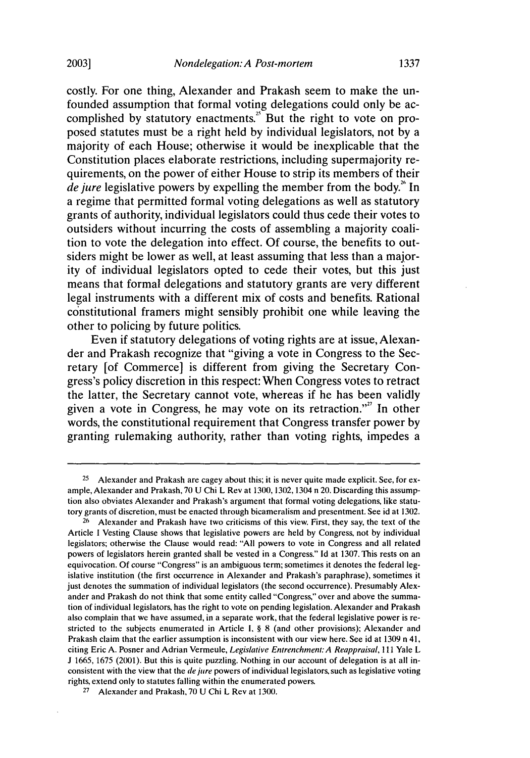costly. For one thing, Alexander and Prakash seem to make the unfounded assumption that formal voting delegations could only be accomplished by statutory enactments.[25] But the right to vote on proposed statutes must be a right held by individual legislators, not by a majority of each House; otherwise it would be inexplicable that the Constitution places elaborate restrictions, including supermajority requirements, on the power of either House to strip its members of their *de jure* legislative powers by expelling the member from the body.[26] In a regime that permitted formal voting delegations as well as statutory grants of authority, individual legislators could thus cede their votes to outsiders without incurring the costs of assembling a majority coalition to vote the delegation into effect. Of course, the benefits to outsiders might be lower as well, at least assuming that less than a majority of individual legislators opted to cede their votes, but this just means that formal delegations and statutory grants are very different legal instruments with a different mix of costs and benefits. Rational constitutional framers might sensibly prohibit one while leaving the other to policing by future politics.

Even if statutory delegations of voting rights are at issue, Alexander and Prakash recognize that "giving a vote in Congress to the Secretary [of Commerce] is different from giving the Secretary Congress's policy discretion in this respect: When Congress votes to retract the latter, the Secretary cannot vote, whereas if he has been validly given a vote in Congress, he may vote on its retraction."[27] In other words, the constitutional requirement that Congress transfer power by granting rulemaking authority, rather than voting rights, impedes a

---

[25] Alexander and Prakash are cagey about this; it is never quite made explicit. See, for example, Alexander and Prakash, 70 U Chi L Rev at 1300, 1302, 1304 n 20. Discarding this assumption also obviates Alexander and Prakash's argument that formal voting delegations, like statutory grants of discretion, must be enacted through bicameralism and presentment. See id at 1302.

[26] Alexander and Prakash have two criticisms of this view. First, they say, the text of the Article I Vesting Clause shows that legislative powers are held by Congress, not by individual legislators; otherwise the Clause would read: "All powers to vote in Congress and all related powers of legislators herein granted shall be vested in a Congress." Id at 1307. This rests on an equivocation. Of course "Congress" is an ambiguous term; sometimes it denotes the federal legislative institution (the first occurrence in Alexander and Prakash's paraphrase), sometimes it just denotes the summation of individual legislators (the second occurrence). Presumably Alexander and Prakash do not think that some entity called "Congress," over and above the summation of individual legislators, has the right to vote on pending legislation. Alexander and Prakash also complain that we have assumed, in a separate work, that the federal legislative power is restricted to the subjects enumerated in Article I, § 8 (and other provisions); Alexander and Prakash claim that the earlier assumption is inconsistent with our view here. See id at 1309 n 41, citing Eric A. Posner and Adrian Vermeule, *Legislative Entrenchment: A Reappraisal*, 111 Yale L J 1665, 1675 (2001). But this is quite puzzling. Nothing in our account of delegation is at all inconsistent with the view that the *de jure* powers of individual legislators, such as legislative voting rights, extend only to statutes falling within the enumerated powers.

[27] Alexander and Prakash, 70 U Chi L Rev at 1300.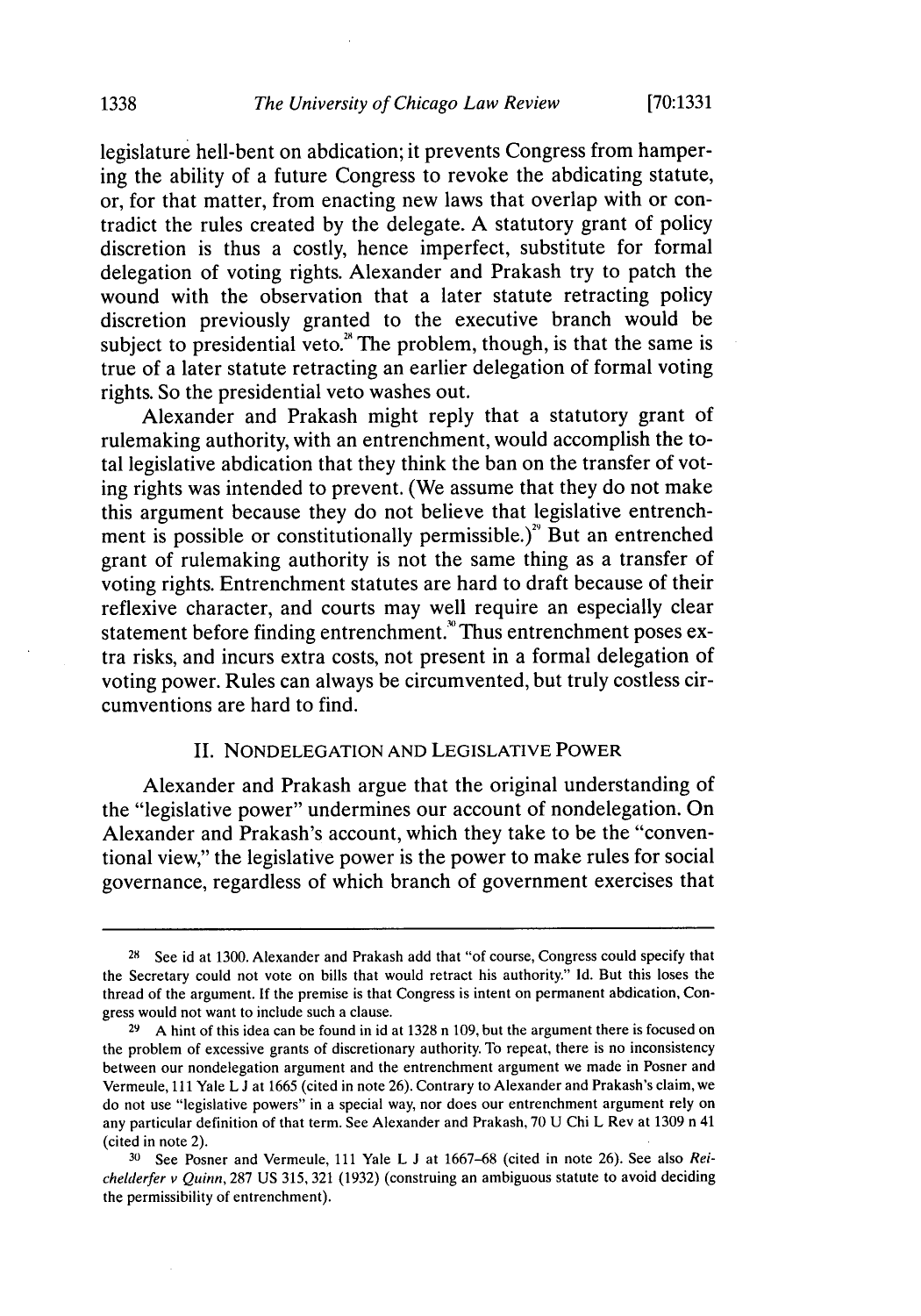legislature hell-bent on abdication; it prevents Congress from hampering the ability of a future Congress to revoke the abdicating statute, or, for that matter, from enacting new laws that overlap with or contradict the rules created by the delegate. A statutory grant of policy discretion is thus a costly, hence imperfect, substitute for formal delegation of voting rights. Alexander and Prakash try to patch the wound with the observation that a later statute retracting policy discretion previously granted to the executive branch would be subject to presidential veto.[28] The problem, though, is that the same is true of a later statute retracting an earlier delegation of formal voting rights. So the presidential veto washes out.

Alexander and Prakash might reply that a statutory grant of rulemaking authority, with an entrenchment, would accomplish the total legislative abdication that they think the ban on the transfer of voting rights was intended to prevent. (We assume that they do not make this argument because they do not believe that legislative entrenchment is possible or constitutionally permissible.)[29] But an entrenched grant of rulemaking authority is not the same thing as a transfer of voting rights. Entrenchment statutes are hard to draft because of their reflexive character, and courts may well require an especially clear statement before finding entrenchment.[30] Thus entrenchment poses extra risks, and incurs extra costs, not present in a formal delegation of voting power. Rules can always be circumvented, but truly costless circumventions are hard to find.

## II. NONDELEGATION AND LEGISLATIVE POWER

Alexander and Prakash argue that the original understanding of the "legislative power" undermines our account of nondelegation. On Alexander and Prakash's account, which they take to be the "conventional view," the legislative power is the power to make rules for social governance, regardless of which branch of government exercises that

---

[28] See id at 1300. Alexander and Prakash add that "of course, Congress could specify that the Secretary could not vote on bills that would retract his authority." Id. But this loses the thread of the argument. If the premise is that Congress is intent on permanent abdication, Congress would not want to include such a clause.

[29] A hint of this idea can be found in id at 1328 n 109, but the argument there is focused on the problem of excessive grants of discretionary authority. To repeat, there is no inconsistency between our nondelegation argument and the entrenchment argument we made in Posner and Vermeule, 111 Yale L J at 1665 (cited in note 26). Contrary to Alexander and Prakash's claim, we do not use "legislative powers" in a special way, nor does our entrenchment argument rely on any particular definition of that term. See Alexander and Prakash, 70 U Chi L Rev at 1309 n 41 (cited in note 2).

[30] See Posner and Vermeule, 111 Yale L J at 1667–68 (cited in note 26). See also *Reichelderfer v Quinn*, 287 US 315, 321 (1932) (construing an ambiguous statute to avoid deciding the permissibility of entrenchment).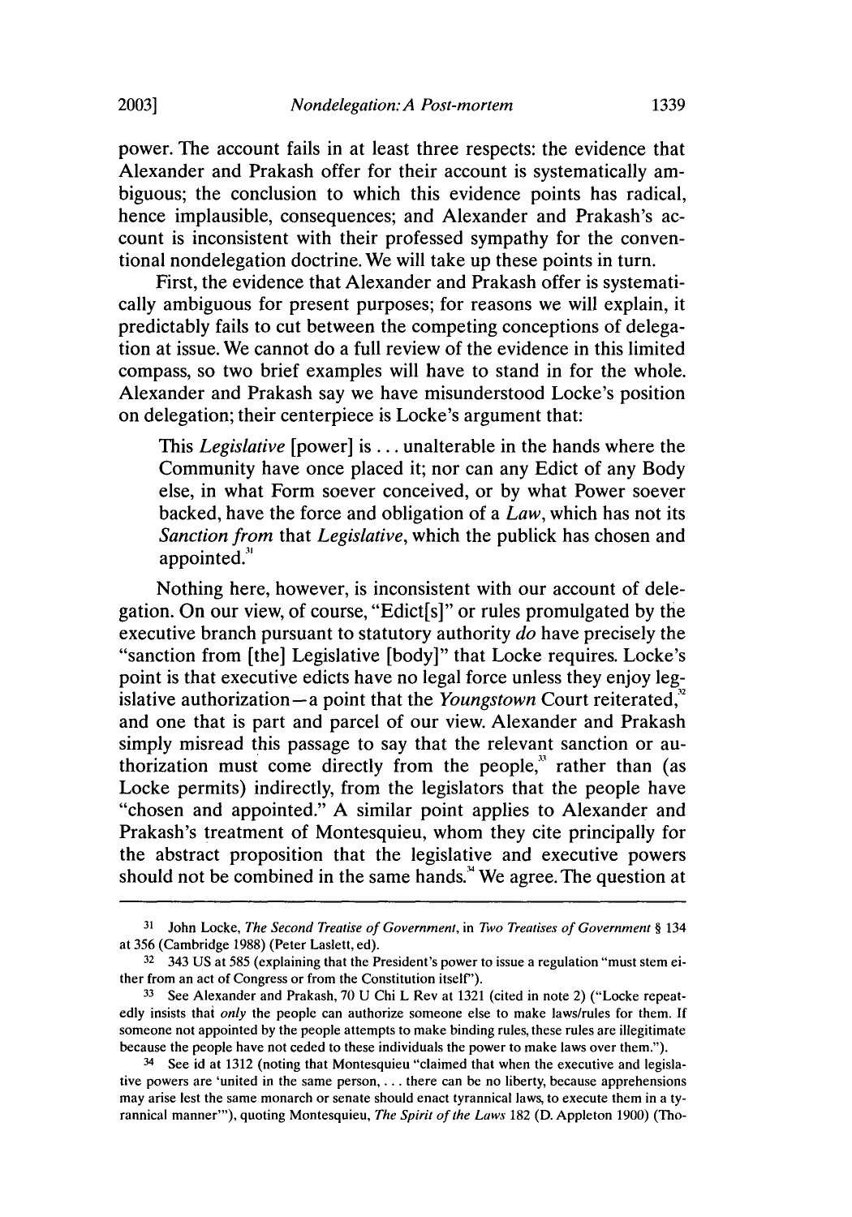power. The account fails in at least three respects: the evidence that Alexander and Prakash offer for their account is systematically ambiguous; the conclusion to which this evidence points has radical, hence implausible, consequences; and Alexander and Prakash's account is inconsistent with their professed sympathy for the conventional nondelegation doctrine. We will take up these points in turn.

First, the evidence that Alexander and Prakash offer is systematically ambiguous for present purposes; for reasons we will explain, it predictably fails to cut between the competing conceptions of delegation at issue. We cannot do a full review of the evidence in this limited compass, so two brief examples will have to stand in for the whole. Alexander and Prakash say we have misunderstood Locke's position on delegation; their centerpiece is Locke's argument that:

> This *Legislative* [power] is ... unalterable in the hands where the Community have once placed it; nor can any Edict of any Body else, in what Form soever conceived, or by what Power soever backed, have the force and obligation of a *Law*, which has not its *Sanction from* that *Legislative*, which the publick has chosen and appointed.[31]

Nothing here, however, is inconsistent with our account of delegation. On our view, of course, "Edict[s]" or rules promulgated by the executive branch pursuant to statutory authority *do* have precisely the "sanction from [the] Legislative [body]" that Locke requires. Locke's point is that executive edicts have no legal force unless they enjoy legislative authorization—a point that the *Youngstown* Court reiterated,[32] and one that is part and parcel of our view. Alexander and Prakash simply misread this passage to say that the relevant sanction or authorization must come directly from the people,[33] rather than (as Locke permits) indirectly, from the legislators that the people have "chosen and appointed." A similar point applies to Alexander and Prakash's treatment of Montesquieu, whom they cite principally for the abstract proposition that the legislative and executive powers should not be combined in the same hands.[34] We agree. The question at

---

31 John Locke, *The Second Treatise of Government*, in *Two Treatises of Government* § 134 at 356 (Cambridge 1988) (Peter Laslett, ed).

32 343 US at 585 (explaining that the President's power to issue a regulation "must stem either from an act of Congress or from the Constitution itself").

33 See Alexander and Prakash, 70 U Chi L Rev at 1321 (cited in note 2) ("Locke repeatedly insists that *only* the people can authorize someone else to make laws/rules for them. If someone not appointed by the people attempts to make binding rules, these rules are illegitimate because the people have not ceded to these individuals the power to make laws over them.").

34 See id at 1312 (noting that Montesquieu "claimed that when the executive and legislative powers are 'united in the same person, ... there can be no liberty, because apprehensions may arise lest the same monarch or senate should enact tyrannical laws, to execute them in a tyrannical manner'"), quoting Montesquieu, *The Spirit of the Laws* 182 (D. Appleton 1900) (Tho-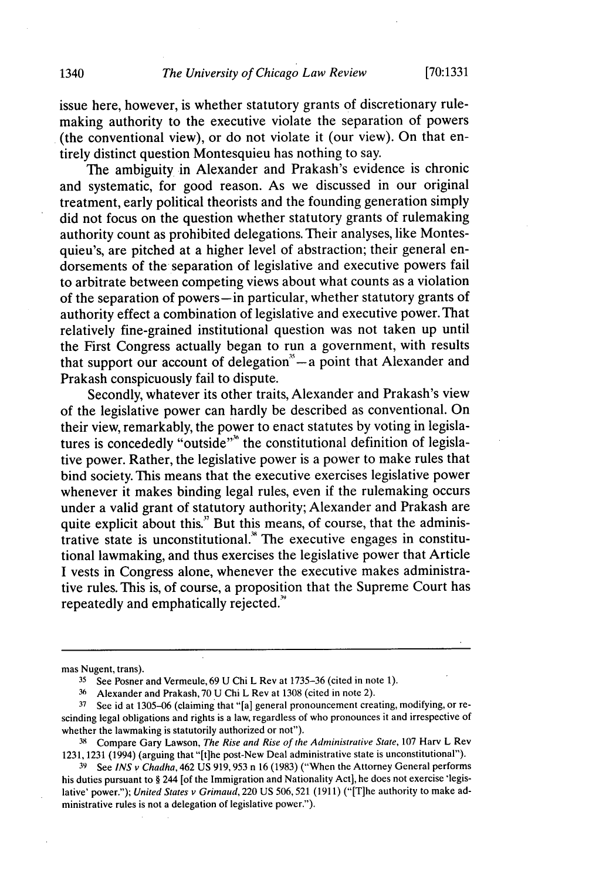issue here, however, is whether statutory grants of discretionary rulemaking authority to the executive violate the separation of powers (the conventional view), or do not violate it (our view). On that entirely distinct question Montesquieu has nothing to say.

The ambiguity in Alexander and Prakash's evidence is chronic and systematic, for good reason. As we discussed in our original treatment, early political theorists and the founding generation simply did not focus on the question whether statutory grants of rulemaking authority count as prohibited delegations. Their analyses, like Montesquieu's, are pitched at a higher level of abstraction; their general endorsements of the separation of legislative and executive powers fail to arbitrate between competing views about what counts as a violation of the separation of powers—in particular, whether statutory grants of authority effect a combination of legislative and executive power. That relatively fine-grained institutional question was not taken up until the First Congress actually began to run a government, with results that support our account of delegation[35]—a point that Alexander and Prakash conspicuously fail to dispute.

Secondly, whatever its other traits, Alexander and Prakash's view of the legislative power can hardly be described as conventional. On their view, remarkably, the power to enact statutes by voting in legislatures is concededly "outside"[36] the constitutional definition of legislative power. Rather, the legislative power is a power to make rules that bind society. This means that the executive exercises legislative power whenever it makes binding legal rules, even if the rulemaking occurs under a valid grant of statutory authority; Alexander and Prakash are quite explicit about this.[37] But this means, of course, that the administrative state is unconstitutional.[38] The executive engages in constitutional lawmaking, and thus exercises the legislative power that Article I vests in Congress alone, whenever the executive makes administrative rules. This is, of course, a proposition that the Supreme Court has repeatedly and emphatically rejected.[39]

---

mas Nugent, trans).

[35] See Posner and Vermeule, 69 U Chi L Rev at 1735–36 (cited in note 1).

[36] Alexander and Prakash, 70 U Chi L Rev at 1308 (cited in note 2).

[37] See id at 1305–06 (claiming that "[a] general pronouncement creating, modifying, or rescinding legal obligations and rights is a law, regardless of who pronounces it and irrespective of whether the lawmaking is statutorily authorized or not").

[38] Compare Gary Lawson, *The Rise and Rise of the Administrative State*, 107 Harv L Rev 1231, 1231 (1994) (arguing that "[t]he post-New Deal administrative state is unconstitutional").

[39] See *INS v Chadha*, 462 US 919, 953 n 16 (1983) ("When the Attorney General performs his duties pursuant to § 244 [of the Immigration and Nationality Act], he does not exercise 'legislative' power."); *United States v Grimaud*, 220 US 506, 521 (1911) ("[T]he authority to make administrative rules is not a delegation of legislative power.").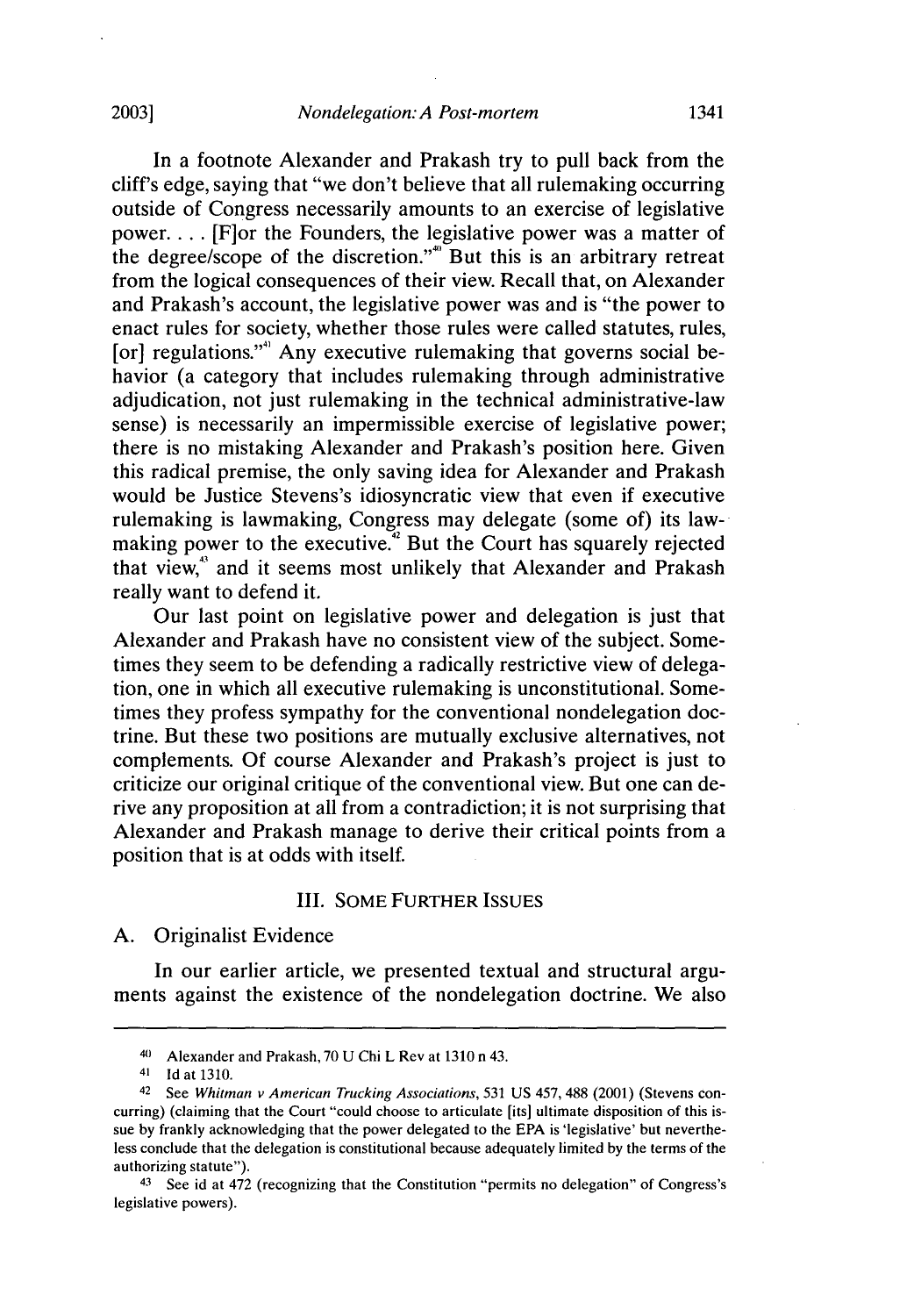In a footnote Alexander and Prakash try to pull back from the cliff's edge, saying that "we don't believe that all rulemaking occurring outside of Congress necessarily amounts to an exercise of legislative power. . . . [F]or the Founders, the legislative power was a matter of the degree/scope of the discretion."[40] But this is an arbitrary retreat from the logical consequences of their view. Recall that, on Alexander and Prakash's account, the legislative power was and is "the power to enact rules for society, whether those rules were called statutes, rules, [or] regulations."[41] Any executive rulemaking that governs social behavior (a category that includes rulemaking through administrative adjudication, not just rulemaking in the technical administrative-law sense) is necessarily an impermissible exercise of legislative power; there is no mistaking Alexander and Prakash's position here. Given this radical premise, the only saving idea for Alexander and Prakash would be Justice Stevens's idiosyncratic view that even if executive rulemaking is lawmaking, Congress may delegate (some of) its lawmaking power to the executive.[42] But the Court has squarely rejected that view,[43] and it seems most unlikely that Alexander and Prakash really want to defend it.

Our last point on legislative power and delegation is just that Alexander and Prakash have no consistent view of the subject. Sometimes they seem to be defending a radically restrictive view of delegation, one in which all executive rulemaking is unconstitutional. Sometimes they profess sympathy for the conventional nondelegation doctrine. But these two positions are mutually exclusive alternatives, not complements. Of course Alexander and Prakash's project is just to criticize our original critique of the conventional view. But one can derive any proposition at all from a contradiction; it is not surprising that Alexander and Prakash manage to derive their critical points from a position that is at odds with itself.

## III. SOME FURTHER ISSUES

### A. Originalist Evidence

In our earlier article, we presented textual and structural arguments against the existence of the nondelegation doctrine. We also

---

40 Alexander and Prakash, 70 U Chi L Rev at 1310 n 43.

41 Id at 1310.

42 See *Whitman v American Trucking Associations*, 531 US 457, 488 (2001) (Stevens concurring) (claiming that the Court "could choose to articulate [its] ultimate disposition of this issue by frankly acknowledging that the power delegated to the EPA is 'legislative' but nevertheless conclude that the delegation is constitutional because adequately limited by the terms of the authorizing statute").

43 See id at 472 (recognizing that the Constitution "permits no delegation" of Congress's legislative powers).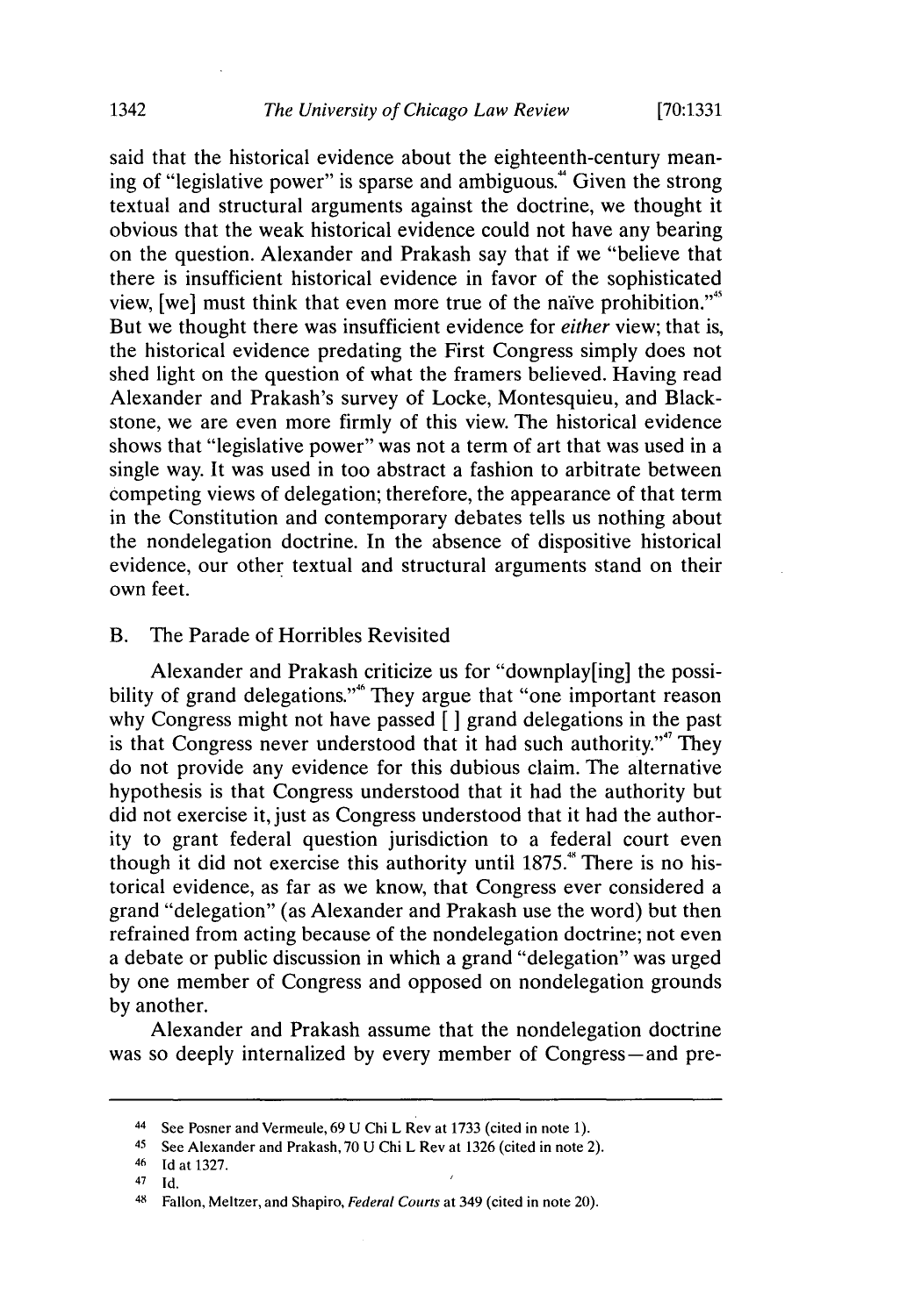said that the historical evidence about the eighteenth-century meaning of "legislative power" is sparse and ambiguous.[44] Given the strong textual and structural arguments against the doctrine, we thought it obvious that the weak historical evidence could not have any bearing on the question. Alexander and Prakash say that if we "believe that there is insufficient historical evidence in favor of the sophisticated view, [we] must think that even more true of the naïve prohibition."[45] But we thought there was insufficient evidence for *either* view; that is, the historical evidence predating the First Congress simply does not shed light on the question of what the framers believed. Having read Alexander and Prakash's survey of Locke, Montesquieu, and Blackstone, we are even more firmly of this view. The historical evidence shows that "legislative power" was not a term of art that was used in a single way. It was used in too abstract a fashion to arbitrate between competing views of delegation; therefore, the appearance of that term in the Constitution and contemporary debates tells us nothing about the nondelegation doctrine. In the absence of dispositive historical evidence, our other textual and structural arguments stand on their own feet.

## B. The Parade of Horribles Revisited

Alexander and Prakash criticize us for "downplay[ing] the possibility of grand delegations."[46] They argue that "one important reason why Congress might not have passed [ ] grand delegations in the past is that Congress never understood that it had such authority."[47] They do not provide any evidence for this dubious claim. The alternative hypothesis is that Congress understood that it had the authority but did not exercise it, just as Congress understood that it had the authority to grant federal question jurisdiction to a federal court even though it did not exercise this authority until 1875.[48] There is no historical evidence, as far as we know, that Congress ever considered a grand "delegation" (as Alexander and Prakash use the word) but then refrained from acting because of the nondelegation doctrine; not even a debate or public discussion in which a grand "delegation" was urged by one member of Congress and opposed on nondelegation grounds by another.

Alexander and Prakash assume that the nondelegation doctrine was so deeply internalized by every member of Congress—and pre-

---

44 See Posner and Vermeule, 69 U Chi L Rev at 1733 (cited in note 1).

45 See Alexander and Prakash, 70 U Chi L Rev at 1326 (cited in note 2).

46 Id at 1327.

47 Id.

48 Fallon, Meltzer, and Shapiro, *Federal Courts* at 349 (cited in note 20).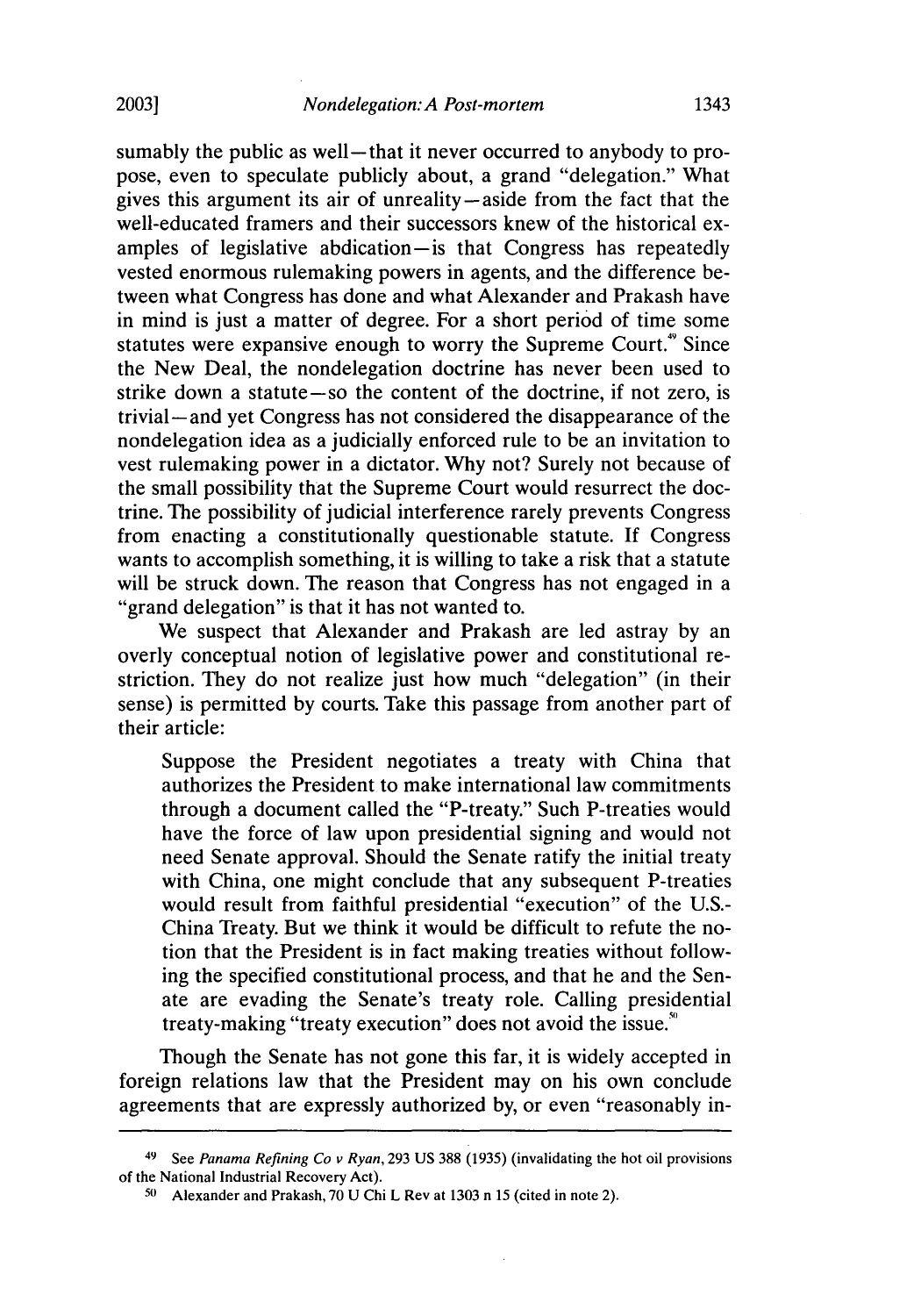sumably the public as well—that it never occurred to anybody to propose, even to speculate publicly about, a grand "delegation." What gives this argument its air of unreality—aside from the fact that the well-educated framers and their successors knew of the historical examples of legislative abdication—is that Congress has repeatedly vested enormous rulemaking powers in agents, and the difference between what Congress has done and what Alexander and Prakash have in mind is just a matter of degree. For a short period of time some statutes were expansive enough to worry the Supreme Court.[49] Since the New Deal, the nondelegation doctrine has never been used to strike down a statute—so the content of the doctrine, if not zero, is trivial—and yet Congress has not considered the disappearance of the nondelegation idea as a judicially enforced rule to be an invitation to vest rulemaking power in a dictator. Why not? Surely not because of the small possibility that the Supreme Court would resurrect the doctrine. The possibility of judicial interference rarely prevents Congress from enacting a constitutionally questionable statute. If Congress wants to accomplish something, it is willing to take a risk that a statute will be struck down. The reason that Congress has not engaged in a "grand delegation" is that it has not wanted to.

We suspect that Alexander and Prakash are led astray by an overly conceptual notion of legislative power and constitutional restriction. They do not realize just how much "delegation" (in their sense) is permitted by courts. Take this passage from another part of their article:

> Suppose the President negotiates a treaty with China that authorizes the President to make international law commitments through a document called the "P-treaty." Such P-treaties would have the force of law upon presidential signing and would not need Senate approval. Should the Senate ratify the initial treaty with China, one might conclude that any subsequent P-treaties would result from faithful presidential "execution" of the U.S.-China Treaty. But we think it would be difficult to refute the notion that the President is in fact making treaties without following the specified constitutional process, and that he and the Senate are evading the Senate's treaty role. Calling presidential treaty-making "treaty execution" does not avoid the issue.[50]

Though the Senate has not gone this far, it is widely accepted in foreign relations law that the President may on his own conclude agreements that are expressly authorized by, or even "reasonably in-

---

[49] See *Panama Refining Co v Ryan*, 293 US 388 (1935) (invalidating the hot oil provisions of the National Industrial Recovery Act).

[50] Alexander and Prakash, 70 U Chi L Rev at 1303 n 15 (cited in note 2).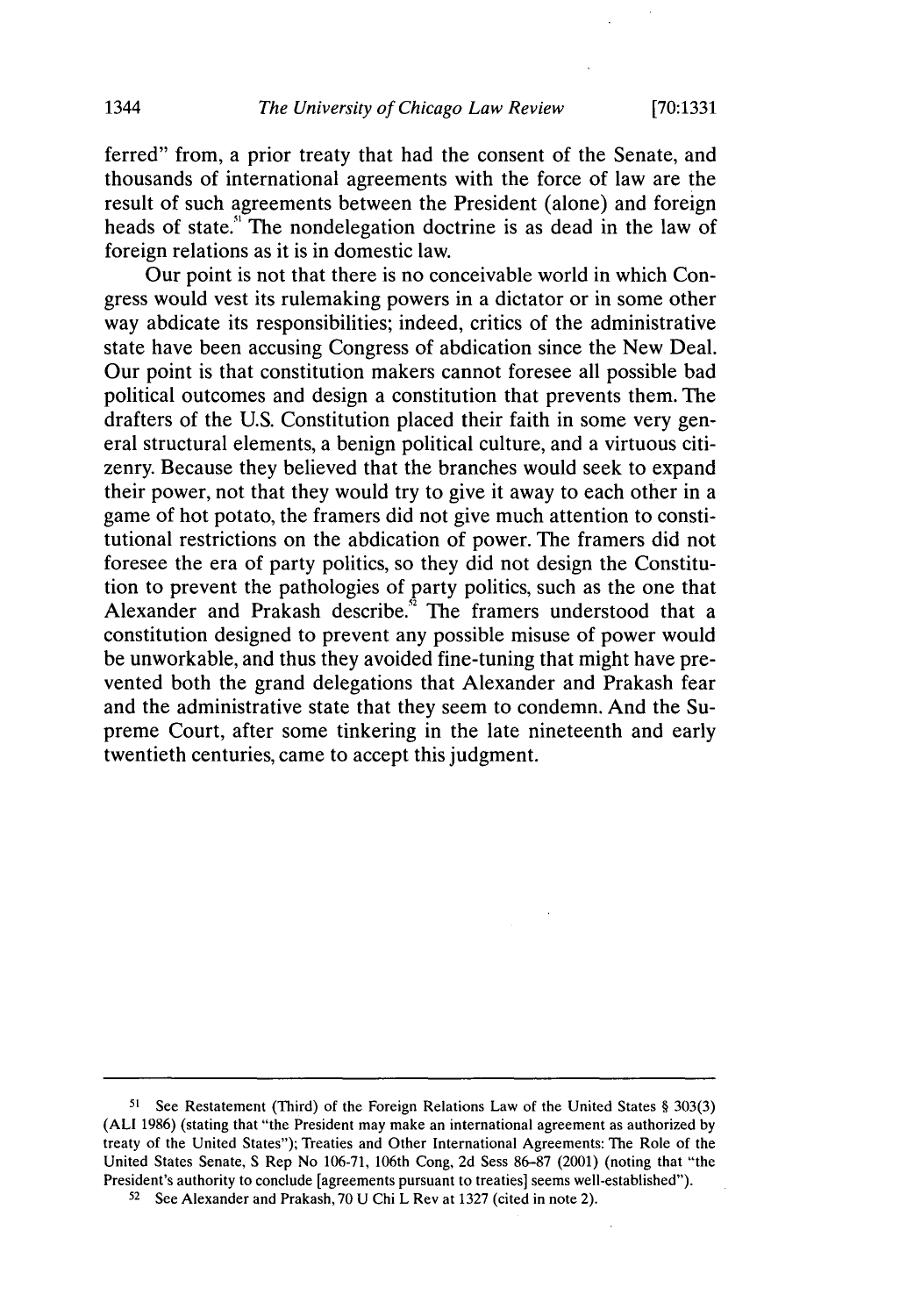ferred" from, a prior treaty that had the consent of the Senate, and thousands of international agreements with the force of law are the result of such agreements between the President (alone) and foreign heads of state.[51] The nondelegation doctrine is as dead in the law of foreign relations as it is in domestic law.

Our point is not that there is no conceivable world in which Congress would vest its rulemaking powers in a dictator or in some other way abdicate its responsibilities; indeed, critics of the administrative state have been accusing Congress of abdication since the New Deal. Our point is that constitution makers cannot foresee all possible bad political outcomes and design a constitution that prevents them. The drafters of the U.S. Constitution placed their faith in some very general structural elements, a benign political culture, and a virtuous citizenry. Because they believed that the branches would seek to expand their power, not that they would try to give it away to each other in a game of hot potato, the framers did not give much attention to constitutional restrictions on the abdication of power. The framers did not foresee the era of party politics, so they did not design the Constitution to prevent the pathologies of party politics, such as the one that Alexander and Prakash describe.[52] The framers understood that a constitution designed to prevent any possible misuse of power would be unworkable, and thus they avoided fine-tuning that might have prevented both the grand delegations that Alexander and Prakash fear and the administrative state that they seem to condemn. And the Supreme Court, after some tinkering in the late nineteenth and early twentieth centuries, came to accept this judgment.

---

[51] See Restatement (Third) of the Foreign Relations Law of the United States § 303(3) (ALI 1986) (stating that "the President may make an international agreement as authorized by treaty of the United States"); Treaties and Other International Agreements: The Role of the United States Senate, S Rep No 106-71, 106th Cong, 2d Sess 86–87 (2001) (noting that "the President's authority to conclude [agreements pursuant to treaties] seems well-established").

[52] See Alexander and Prakash, 70 U Chi L Rev at 1327 (cited in note 2).